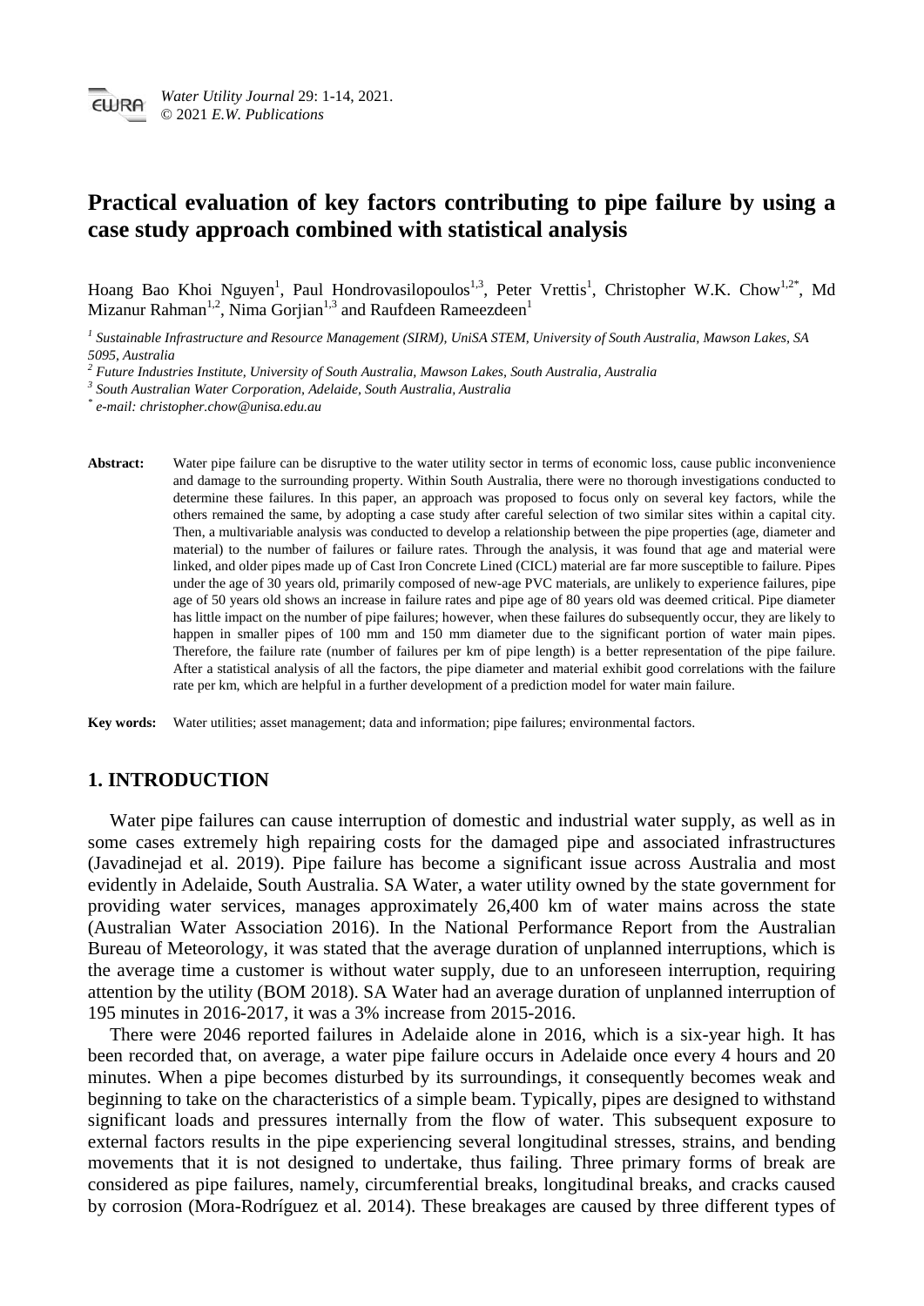# Practical evaluation of key factors contributing to pipe failure by using a case study approach combined with statistical analysis

Hoang Bao Khoi Nguyen[1], Paul Hondrovasilopoulos[1,3], Peter Vrettis[1], Christopher W.K. Chow[1,2*], Md Mizanur Rahman[1,2], Nima Gorjian[1,3] and Raufdeen Rameezdeen[1]

[1] *Sustainable Infrastructure and Resource Management (SIRM), UniSA STEM, University of South Australia, Mawson Lakes, SA 5095, Australia*

[2] *Future Industries Institute, University of South Australia, Mawson Lakes, South Australia, Australia*

[3] *South Australian Water Corporation, Adelaide, South Australia, Australia*

[*] *e-mail: christopher.chow@unisa.edu.au*

**Abstract:** Water pipe failure can be disruptive to the water utility sector in terms of economic loss, cause public inconvenience and damage to the surrounding property. Within South Australia, there were no thorough investigations conducted to determine these failures. In this paper, an approach was proposed to focus only on several key factors, while the others remained the same, by adopting a case study after careful selection of two similar sites within a capital city. Then, a multivariable analysis was conducted to develop a relationship between the pipe properties (age, diameter and material) to the number of failures or failure rates. Through the analysis, it was found that age and material were linked, and older pipes made up of Cast Iron Concrete Lined (CICL) material are far more susceptible to failure. Pipes under the age of 30 years old, primarily composed of new-age PVC materials, are unlikely to experience failures, pipe age of 50 years old shows an increase in failure rates and pipe age of 80 years old was deemed critical. Pipe diameter has little impact on the number of pipe failures; however, when these failures do subsequently occur, they are likely to happen in smaller pipes of 100 mm and 150 mm diameter due to the significant portion of water main pipes. Therefore, the failure rate (number of failures per km of pipe length) is a better representation of the pipe failure. After a statistical analysis of all the factors, the pipe diameter and material exhibit good correlations with the failure rate per km, which are helpful in a further development of a prediction model for water main failure.

**Key words:** Water utilities; asset management; data and information; pipe failures; environmental factors.

## 1. INTRODUCTION

Water pipe failures can cause interruption of domestic and industrial water supply, as well as in some cases extremely high repairing costs for the damaged pipe and associated infrastructures (Javadinejad et al. 2019). Pipe failure has become a significant issue across Australia and most evidently in Adelaide, South Australia. SA Water, a water utility owned by the state government for providing water services, manages approximately 26,400 km of water mains across the state (Australian Water Association 2016). In the National Performance Report from the Australian Bureau of Meteorology, it was stated that the average duration of unplanned interruptions, which is the average time a customer is without water supply, due to an unforeseen interruption, requiring attention by the utility (BOM 2018). SA Water had an average duration of unplanned interruption of 195 minutes in 2016-2017, it was a 3% increase from 2015-2016.

There were 2046 reported failures in Adelaide alone in 2016, which is a six-year high. It has been recorded that, on average, a water pipe failure occurs in Adelaide once every 4 hours and 20 minutes. When a pipe becomes disturbed by its surroundings, it consequently becomes weak and beginning to take on the characteristics of a simple beam. Typically, pipes are designed to withstand significant loads and pressures internally from the flow of water. This subsequent exposure to external factors results in the pipe experiencing several longitudinal stresses, strains, and bending movements that it is not designed to undertake, thus failing. Three primary forms of break are considered as pipe failures, namely, circumferential breaks, longitudinal breaks, and cracks caused by corrosion (Mora-Rodríguez et al. 2014). These breakages are caused by three different types of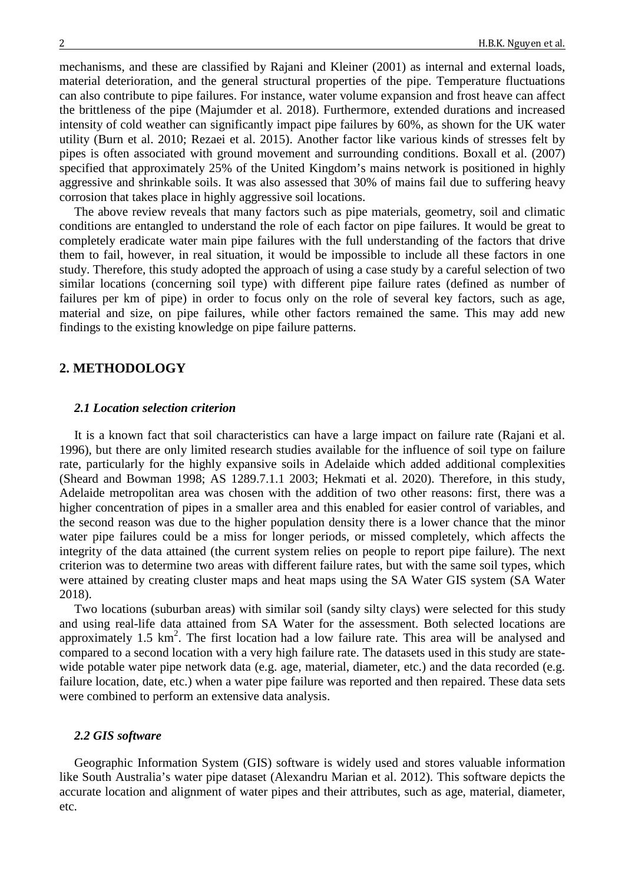mechanisms, and these are classified by Rajani and Kleiner (2001) as internal and external loads, material deterioration, and the general structural properties of the pipe. Temperature fluctuations can also contribute to pipe failures. For instance, water volume expansion and frost heave can affect the brittleness of the pipe (Majumder et al. 2018). Furthermore, extended durations and increased intensity of cold weather can significantly impact pipe failures by 60%, as shown for the UK water utility (Burn et al. 2010; Rezaei et al. 2015). Another factor like various kinds of stresses felt by pipes is often associated with ground movement and surrounding conditions. Boxall et al. (2007) specified that approximately 25% of the United Kingdom's mains network is positioned in highly aggressive and shrinkable soils. It was also assessed that 30% of mains fail due to suffering heavy corrosion that takes place in highly aggressive soil locations.

The above review reveals that many factors such as pipe materials, geometry, soil and climatic conditions are entangled to understand the role of each factor on pipe failures. It would be great to completely eradicate water main pipe failures with the full understanding of the factors that drive them to fail, however, in real situation, it would be impossible to include all these factors in one study. Therefore, this study adopted the approach of using a case study by a careful selection of two similar locations (concerning soil type) with different pipe failure rates (defined as number of failures per km of pipe) in order to focus only on the role of several key factors, such as age, material and size, on pipe failures, while other factors remained the same. This may add new findings to the existing knowledge on pipe failure patterns.

## 2. METHODOLOGY

### *2.1 Location selection criterion*

It is a known fact that soil characteristics can have a large impact on failure rate (Rajani et al. 1996), but there are only limited research studies available for the influence of soil type on failure rate, particularly for the highly expansive soils in Adelaide which added additional complexities (Sheard and Bowman 1998; AS 1289.7.1.1 2003; Hekmati et al. 2020). Therefore, in this study, Adelaide metropolitan area was chosen with the addition of two other reasons: first, there was a higher concentration of pipes in a smaller area and this enabled for easier control of variables, and the second reason was due to the higher population density there is a lower chance that the minor water pipe failures could be a miss for longer periods, or missed completely, which affects the integrity of the data attained (the current system relies on people to report pipe failure). The next criterion was to determine two areas with different failure rates, but with the same soil types, which were attained by creating cluster maps and heat maps using the SA Water GIS system (SA Water 2018).

Two locations (suburban areas) with similar soil (sandy silty clays) were selected for this study and using real-life data attained from SA Water for the assessment. Both selected locations are approximately 1.5 km$^2$. The first location had a low failure rate. This area will be analysed and compared to a second location with a very high failure rate. The datasets used in this study are state-wide potable water pipe network data (e.g. age, material, diameter, etc.) and the data recorded (e.g. failure location, date, etc.) when a water pipe failure was reported and then repaired. These data sets were combined to perform an extensive data analysis.

### *2.2 GIS software*

Geographic Information System (GIS) software is widely used and stores valuable information like South Australia's water pipe dataset (Alexandru Marian et al. 2012). This software depicts the accurate location and alignment of water pipes and their attributes, such as age, material, diameter, etc.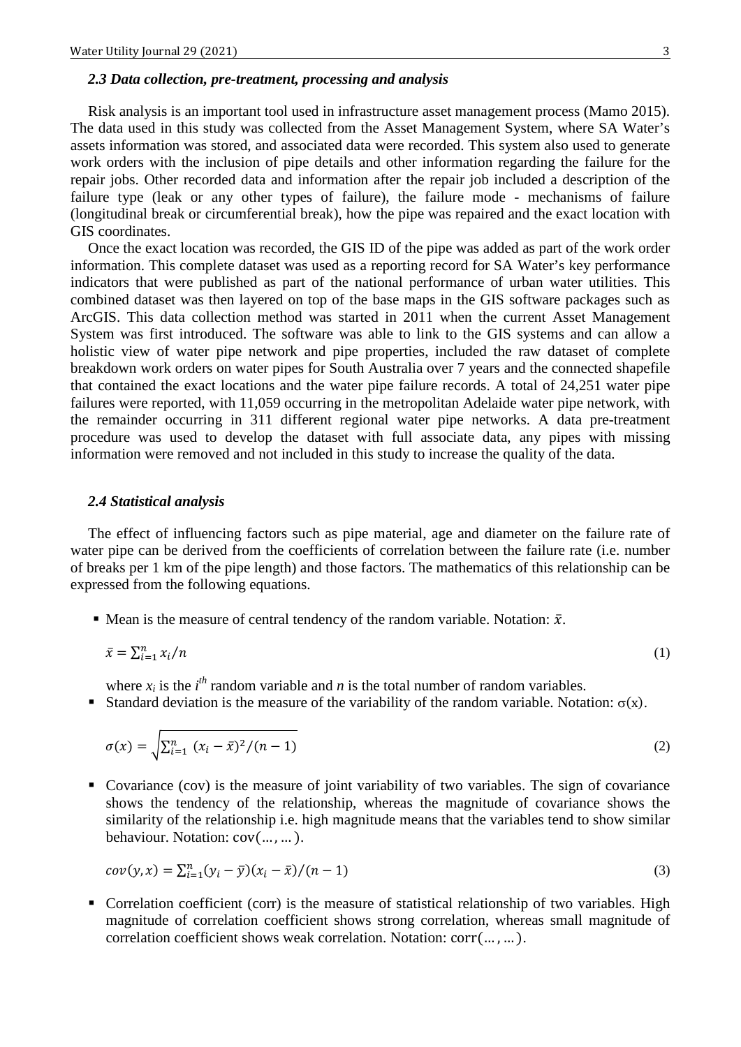### *2.3 Data collection, pre-treatment, processing and analysis*

Risk analysis is an important tool used in infrastructure asset management process (Mamo 2015). The data used in this study was collected from the Asset Management System, where SA Water's assets information was stored, and associated data were recorded. This system also used to generate work orders with the inclusion of pipe details and other information regarding the failure for the repair jobs. Other recorded data and information after the repair job included a description of the failure type (leak or any other types of failure), the failure mode - mechanisms of failure (longitudinal break or circumferential break), how the pipe was repaired and the exact location with GIS coordinates.

Once the exact location was recorded, the GIS ID of the pipe was added as part of the work order information. This complete dataset was used as a reporting record for SA Water's key performance indicators that were published as part of the national performance of urban water utilities. This combined dataset was then layered on top of the base maps in the GIS software packages such as ArcGIS. This data collection method was started in 2011 when the current Asset Management System was first introduced. The software was able to link to the GIS systems and can allow a holistic view of water pipe network and pipe properties, included the raw dataset of complete breakdown work orders on water pipes for South Australia over 7 years and the connected shapefile that contained the exact locations and the water pipe failure records. A total of 24,251 water pipe failures were reported, with 11,059 occurring in the metropolitan Adelaide water pipe network, with the remainder occurring in 311 different regional water pipe networks. A data pre-treatment procedure was used to develop the dataset with full associate data, any pipes with missing information were removed and not included in this study to increase the quality of the data.

### *2.4 Statistical analysis*

The effect of influencing factors such as pipe material, age and diameter on the failure rate of water pipe can be derived from the coefficients of correlation between the failure rate (i.e. number of breaks per 1 km of the pipe length) and those factors. The mathematics of this relationship can be expressed from the following equations.

- Mean is the measure of central tendency of the random variable. Notation: $\bar{x}$.

$$\bar{x} = \sum_{i=1}^{n} x_i / n \tag{1}$$

where $x_i$ is the $i^{th}$ random variable and $n$ is the total number of random variables.

- Standard deviation is the measure of the variability of the random variable. Notation: $\sigma(x)$.

$$\sigma(x) = \sqrt{\sum_{i=1}^{n} (x_i - \bar{x})^2 / (n-1)} \tag{2}$$

- Covariance (cov) is the measure of joint variability of two variables. The sign of covariance shows the tendency of the relationship, whereas the magnitude of covariance shows the similarity of the relationship i.e. high magnitude means that the variables tend to show similar behaviour. Notation: $\mathrm{cov}(\dots,\dots)$.

$$cov(y, x) = \sum_{i=1}^{n} (y_i - \bar{y})(x_i - \bar{x}) / (n-1) \tag{3}$$

- Correlation coefficient (corr) is the measure of statistical relationship of two variables. High magnitude of correlation coefficient shows strong correlation, whereas small magnitude of correlation coefficient shows weak correlation. Notation: $\mathrm{corr}(\dots,\dots)$.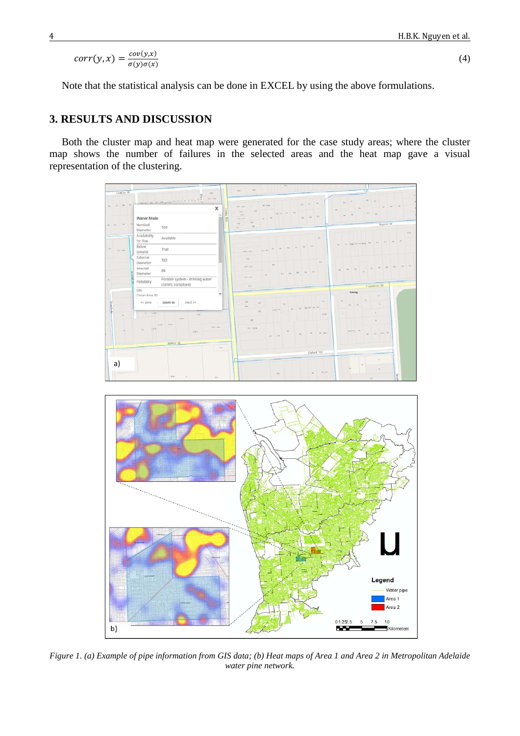$$corr(y, x) = \frac{cov(y,x)}{\sigma(y)\sigma(x)} \tag{4}$$

Note that the statistical analysis can be done in EXCEL by using the above formulations.

## 3. RESULTS AND DISCUSSION

Both the cluster map and heat map were generated for the case study areas; where the cluster map shows the number of failures in the selected areas and the heat map gave a visual representation of the clustering.

*Figure 1. (a) Example of pipe information from GIS data; (b) Heat maps of Area 1 and Area 2 in Metropolitan Adelaide water pine network.*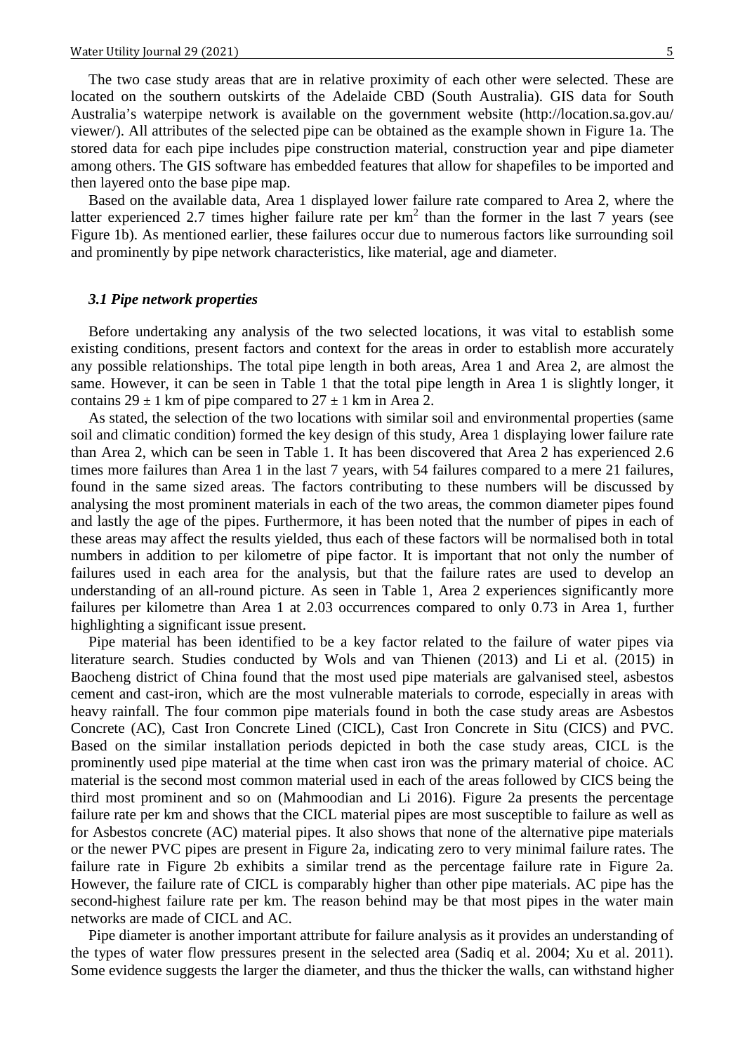The two case study areas that are in relative proximity of each other were selected. These are located on the southern outskirts of the Adelaide CBD (South Australia). GIS data for South Australia's waterpipe network is available on the government website (http://location.sa.gov.au/viewer/). All attributes of the selected pipe can be obtained as the example shown in Figure 1a. The stored data for each pipe includes pipe construction material, construction year and pipe diameter among others. The GIS software has embedded features that allow for shapefiles to be imported and then layered onto the base pipe map.

Based on the available data, Area 1 displayed lower failure rate compared to Area 2, where the latter experienced 2.7 times higher failure rate per km$^2$ than the former in the last 7 years (see Figure 1b). As mentioned earlier, these failures occur due to numerous factors like surrounding soil and prominently by pipe network characteristics, like material, age and diameter.

### *3.1 Pipe network properties*

Before undertaking any analysis of the two selected locations, it was vital to establish some existing conditions, present factors and context for the areas in order to establish more accurately any possible relationships. The total pipe length in both areas, Area 1 and Area 2, are almost the same. However, it can be seen in Table 1 that the total pipe length in Area 1 is slightly longer, it contains $29 \pm 1$ km of pipe compared to $27 \pm 1$ km in Area 2.

As stated, the selection of the two locations with similar soil and environmental properties (same soil and climatic condition) formed the key design of this study, Area 1 displaying lower failure rate than Area 2, which can be seen in Table 1. It has been discovered that Area 2 has experienced 2.6 times more failures than Area 1 in the last 7 years, with 54 failures compared to a mere 21 failures, found in the same sized areas. The factors contributing to these numbers will be discussed by analysing the most prominent materials in each of the two areas, the common diameter pipes found and lastly the age of the pipes. Furthermore, it has been noted that the number of pipes in each of these areas may affect the results yielded, thus each of these factors will be normalised both in total numbers in addition to per kilometre of pipe factor. It is important that not only the number of failures used in each area for the analysis, but that the failure rates are used to develop an understanding of an all-round picture. As seen in Table 1, Area 2 experiences significantly more failures per kilometre than Area 1 at 2.03 occurrences compared to only 0.73 in Area 1, further highlighting a significant issue present.

Pipe material has been identified to be a key factor related to the failure of water pipes via literature search. Studies conducted by Wols and van Thienen (2013) and Li et al. (2015) in Baocheng district of China found that the most used pipe materials are galvanised steel, asbestos cement and cast-iron, which are the most vulnerable materials to corrode, especially in areas with heavy rainfall. The four common pipe materials found in both the case study areas are Asbestos Concrete (AC), Cast Iron Concrete Lined (CICL), Cast Iron Concrete in Situ (CICS) and PVC. Based on the similar installation periods depicted in both the case study areas, CICL is the prominently used pipe material at the time when cast iron was the primary material of choice. AC material is the second most common material used in each of the areas followed by CICS being the third most prominent and so on (Mahmoodian and Li 2016). Figure 2a presents the percentage failure rate per km and shows that the CICL material pipes are most susceptible to failure as well as for Asbestos concrete (AC) material pipes. It also shows that none of the alternative pipe materials or the newer PVC pipes are present in Figure 2a, indicating zero to very minimal failure rates. The failure rate in Figure 2b exhibits a similar trend as the percentage failure rate in Figure 2a. However, the failure rate of CICL is comparably higher than other pipe materials. AC pipe has the second-highest failure rate per km. The reason behind may be that most pipes in the water main networks are made of CICL and AC.

Pipe diameter is another important attribute for failure analysis as it provides an understanding of the types of water flow pressures present in the selected area (Sadiq et al. 2004; Xu et al. 2011). Some evidence suggests the larger the diameter, and thus the thicker the walls, can withstand higher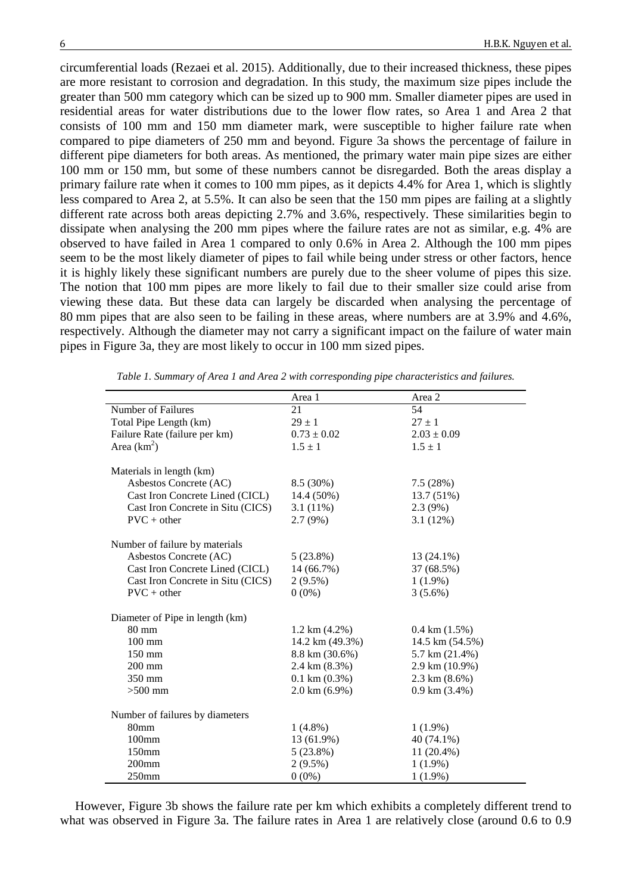circumferential loads (Rezaei et al. 2015). Additionally, due to their increased thickness, these pipes are more resistant to corrosion and degradation. In this study, the maximum size pipes include the greater than 500 mm category which can be sized up to 900 mm. Smaller diameter pipes are used in residential areas for water distributions due to the lower flow rates, so Area 1 and Area 2 that consists of 100 mm and 150 mm diameter mark, were susceptible to higher failure rate when compared to pipe diameters of 250 mm and beyond. Figure 3a shows the percentage of failure in different pipe diameters for both areas. As mentioned, the primary water main pipe sizes are either 100 mm or 150 mm, but some of these numbers cannot be disregarded. Both the areas display a primary failure rate when it comes to 100 mm pipes, as it depicts 4.4% for Area 1, which is slightly less compared to Area 2, at 5.5%. It can also be seen that the 150 mm pipes are failing at a slightly different rate across both areas depicting 2.7% and 3.6%, respectively. These similarities begin to dissipate when analysing the 200 mm pipes where the failure rates are not as similar, e.g. 4% are observed to have failed in Area 1 compared to only 0.6% in Area 2. Although the 100 mm pipes seem to be the most likely diameter of pipes to fail while being under stress or other factors, hence it is highly likely these significant numbers are purely due to the sheer volume of pipes this size. The notion that 100 mm pipes are more likely to fail due to their smaller size could arise from viewing these data. But these data can largely be discarded when analysing the percentage of 80 mm pipes that are also seen to be failing in these areas, where numbers are at 3.9% and 4.6%, respectively. Although the diameter may not carry a significant impact on the failure of water main pipes in Figure 3a, they are most likely to occur in 100 mm sized pipes.

*Table 1. Summary of Area 1 and Area 2 with corresponding pipe characteristics and failures.*

| | Area 1 | Area 2 |
|---|---|---|
| Number of Failures | 21 | 54 |
| Total Pipe Length (km) | $29 \pm 1$ | $27 \pm 1$ |
| Failure Rate (failure per km) | $0.73 \pm 0.02$ | $2.03 \pm 0.09$ |
| Area (km$^2$) | $1.5 \pm 1$ | $1.5 \pm 1$ |
| Materials in length (km) | | |
| Asbestos Concrete (AC) | 8.5 (30%) | 7.5 (28%) |
| Cast Iron Concrete Lined (CICL) | 14.4 (50%) | 13.7 (51%) |
| Cast Iron Concrete in Situ (CICS) | 3.1 (11%) | 2.3 (9%) |
| PVC + other | 2.7 (9%) | 3.1 (12%) |
| Number of failure by materials | | |
| Asbestos Concrete (AC) | 5 (23.8%) | 13 (24.1%) |
| Cast Iron Concrete Lined (CICL) | 14 (66.7%) | 37 (68.5%) |
| Cast Iron Concrete in Situ (CICS) | 2 (9.5%) | 1 (1.9%) |
| PVC + other | 0 (0%) | 3 (5.6%) |
| Diameter of Pipe in length (km) | | |
| 80 mm | 1.2 km (4.2%) | 0.4 km (1.5%) |
| 100 mm | 14.2 km (49.3%) | 14.5 km (54.5%) |
| 150 mm | 8.8 km (30.6%) | 5.7 km (21.4%) |
| 200 mm | 2.4 km (8.3%) | 2.9 km (10.9%) |
| 350 mm | 0.1 km (0.3%) | 2.3 km (8.6%) |
| >500 mm | 2.0 km (6.9%) | 0.9 km (3.4%) |
| Number of failures by diameters | | |
| 80mm | 1 (4.8%) | 1 (1.9%) |
| 100mm | 13 (61.9%) | 40 (74.1%) |
| 150mm | 5 (23.8%) | 11 (20.4%) |
| 200mm | 2 (9.5%) | 1 (1.9%) |
| 250mm | 0 (0%) | 1 (1.9%) |

However, Figure 3b shows the failure rate per km which exhibits a completely different trend to what was observed in Figure 3a. The failure rates in Area 1 are relatively close (around 0.6 to 0.9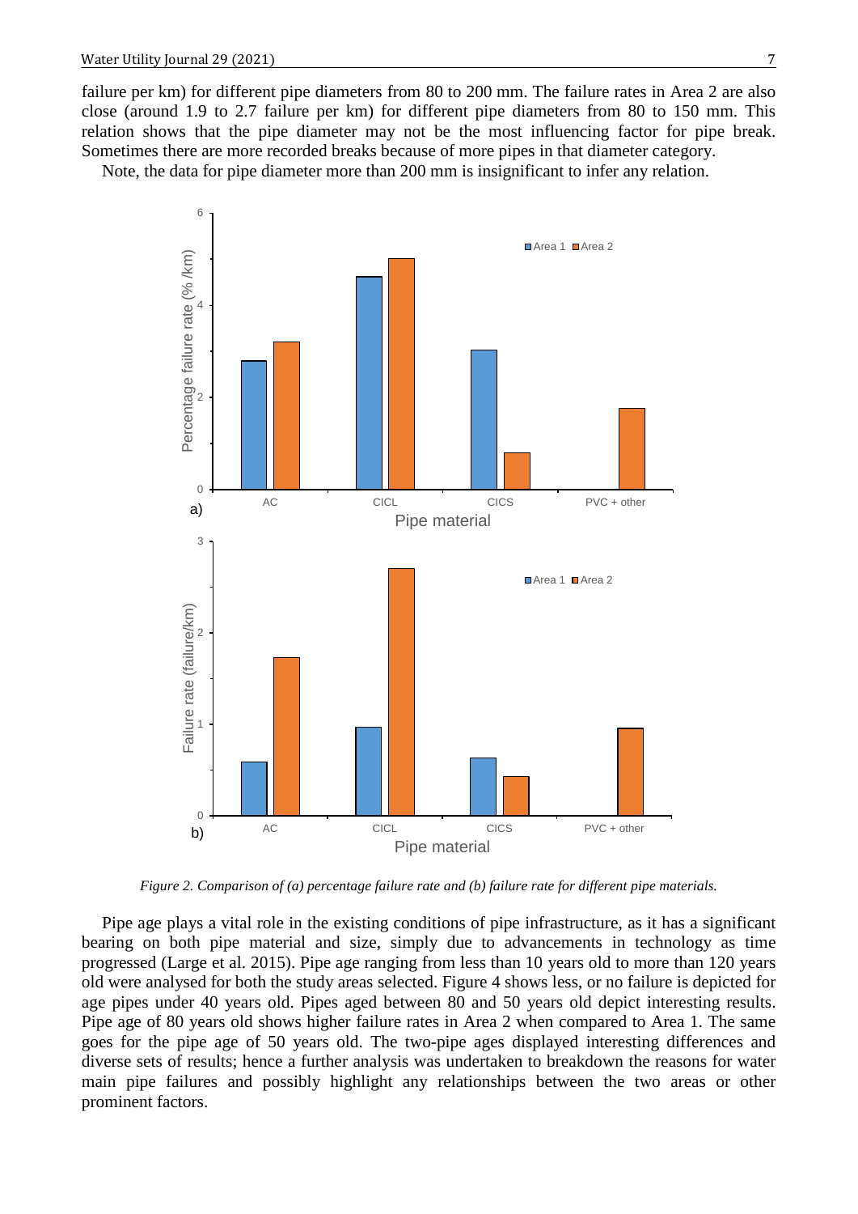failure per km) for different pipe diameters from 80 to 200 mm. The failure rates in Area 2 are also close (around 1.9 to 2.7 failure per km) for different pipe diameters from 80 to 150 mm. This relation shows that the pipe diameter may not be the most influencing factor for pipe break. Sometimes there are more recorded breaks because of more pipes in that diameter category.

Note, the data for pipe diameter more than 200 mm is insignificant to infer any relation.

*Figure 2. Comparison of (a) percentage failure rate and (b) failure rate for different pipe materials.*

Pipe age plays a vital role in the existing conditions of pipe infrastructure, as it has a significant bearing on both pipe material and size, simply due to advancements in technology as time progressed (Large et al. 2015). Pipe age ranging from less than 10 years old to more than 120 years old were analysed for both the study areas selected. Figure 4 shows less, or no failure is depicted for age pipes under 40 years old. Pipes aged between 80 and 50 years old depict interesting results. Pipe age of 80 years old shows higher failure rates in Area 2 when compared to Area 1. The same goes for the pipe age of 50 years old. The two-pipe ages displayed interesting differences and diverse sets of results; hence a further analysis was undertaken to breakdown the reasons for water main pipe failures and possibly highlight any relationships between the two areas or other prominent factors.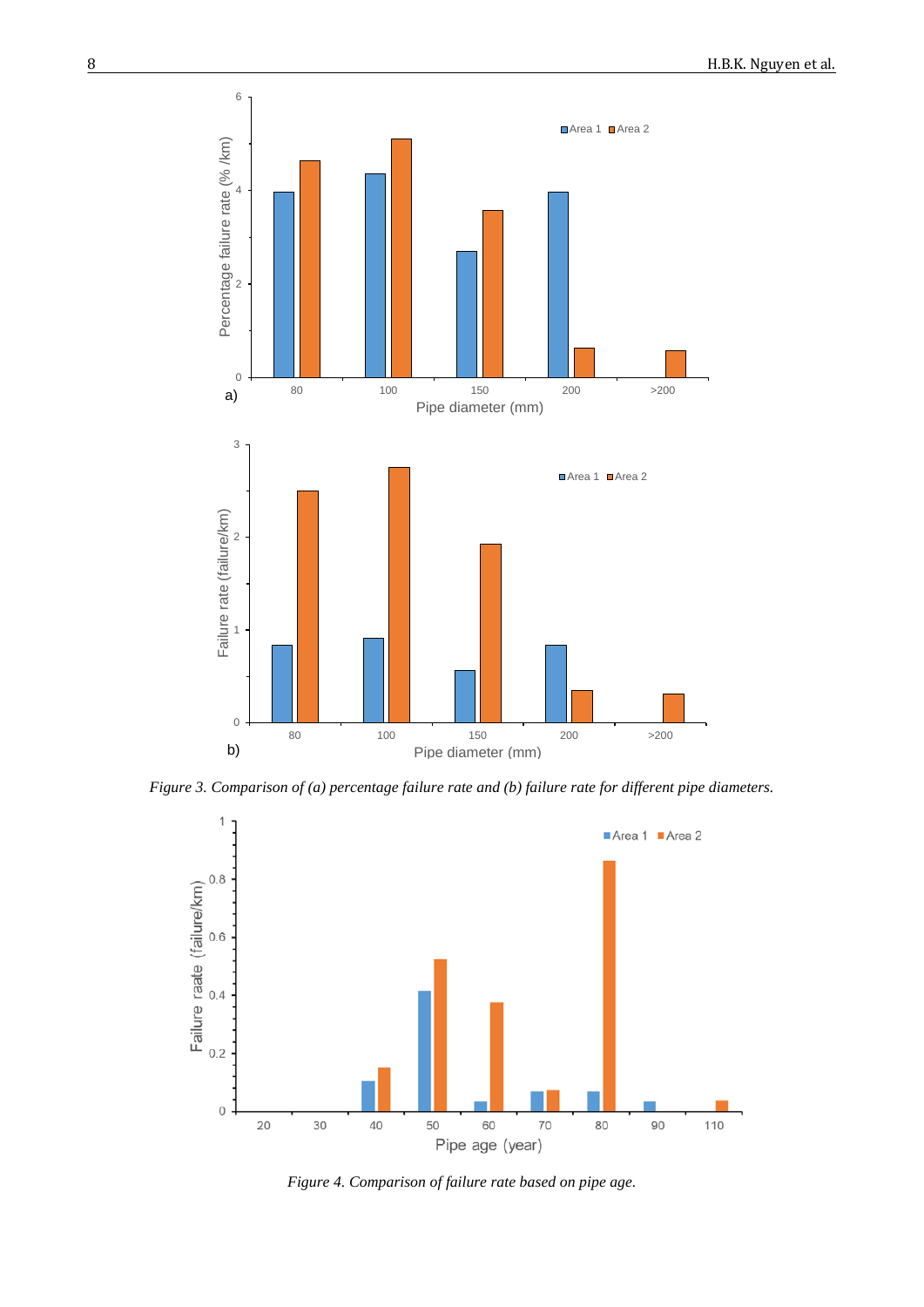*Figure 3. Comparison of (a) percentage failure rate and (b) failure rate for different pipe diameters.*

*Figure 4. Comparison of failure rate based on pipe age.*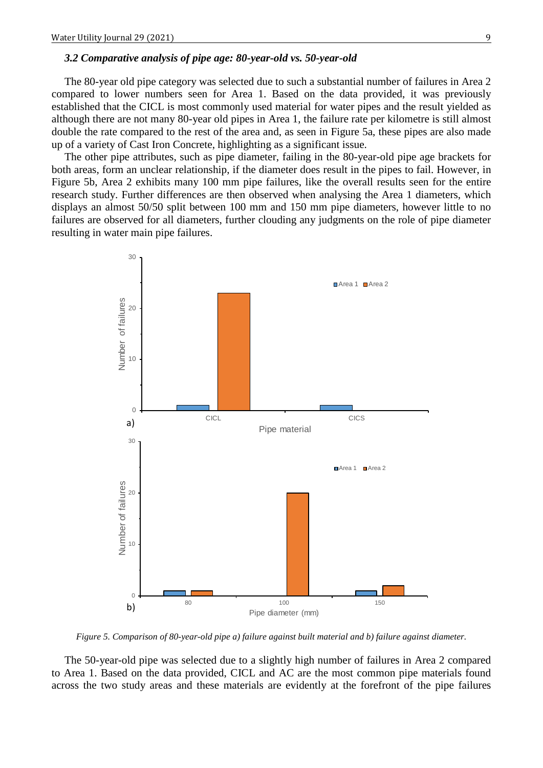### *3.2 Comparative analysis of pipe age: 80-year-old vs. 50-year-old*

The 80-year old pipe category was selected due to such a substantial number of failures in Area 2 compared to lower numbers seen for Area 1. Based on the data provided, it was previously established that the CICL is most commonly used material for water pipes and the result yielded as although there are not many 80-year old pipes in Area 1, the failure rate per kilometre is still almost double the rate compared to the rest of the area and, as seen in Figure 5a, these pipes are also made up of a variety of Cast Iron Concrete, highlighting as a significant issue.

The other pipe attributes, such as pipe diameter, failing in the 80-year-old pipe age brackets for both areas, form an unclear relationship, if the diameter does result in the pipes to fail. However, in Figure 5b, Area 2 exhibits many 100 mm pipe failures, like the overall results seen for the entire research study. Further differences are then observed when analysing the Area 1 diameters, which displays an almost 50/50 split between 100 mm and 150 mm pipe diameters, however little to no failures are observed for all diameters, further clouding any judgments on the role of pipe diameter resulting in water main pipe failures.

*Figure 5. Comparison of 80-year-old pipe a) failure against built material and b) failure against diameter.*

The 50-year-old pipe was selected due to a slightly high number of failures in Area 2 compared to Area 1. Based on the data provided, CICL and AC are the most common pipe materials found across the two study areas and these materials are evidently at the forefront of the pipe failures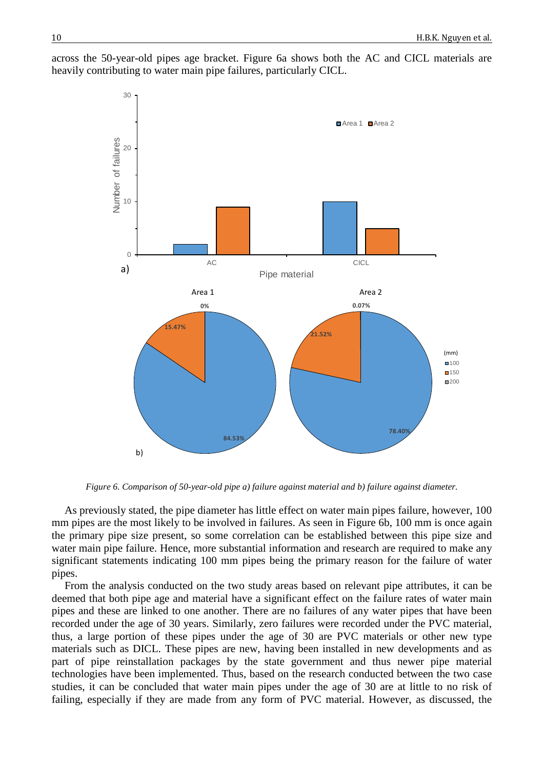across the 50-year-old pipes age bracket. Figure 6a shows both the AC and CICL materials are heavily contributing to water main pipe failures, particularly CICL.

*Figure 6. Comparison of 50-year-old pipe a) failure against material and b) failure against diameter.*

As previously stated, the pipe diameter has little effect on water main pipes failure, however, 100 mm pipes are the most likely to be involved in failures. As seen in Figure 6b, 100 mm is once again the primary pipe size present, so some correlation can be established between this pipe size and water main pipe failure. Hence, more substantial information and research are required to make any significant statements indicating 100 mm pipes being the primary reason for the failure of water pipes.

From the analysis conducted on the two study areas based on relevant pipe attributes, it can be deemed that both pipe age and material have a significant effect on the failure rates of water main pipes and these are linked to one another. There are no failures of any water pipes that have been recorded under the age of 30 years. Similarly, zero failures were recorded under the PVC material, thus, a large portion of these pipes under the age of 30 are PVC materials or other new type materials such as DICL. These pipes are new, having been installed in new developments and as part of pipe reinstallation packages by the state government and thus newer pipe material technologies have been implemented. Thus, based on the research conducted between the two case studies, it can be concluded that water main pipes under the age of 30 are at little to no risk of failing, especially if they are made from any form of PVC material. However, as discussed, the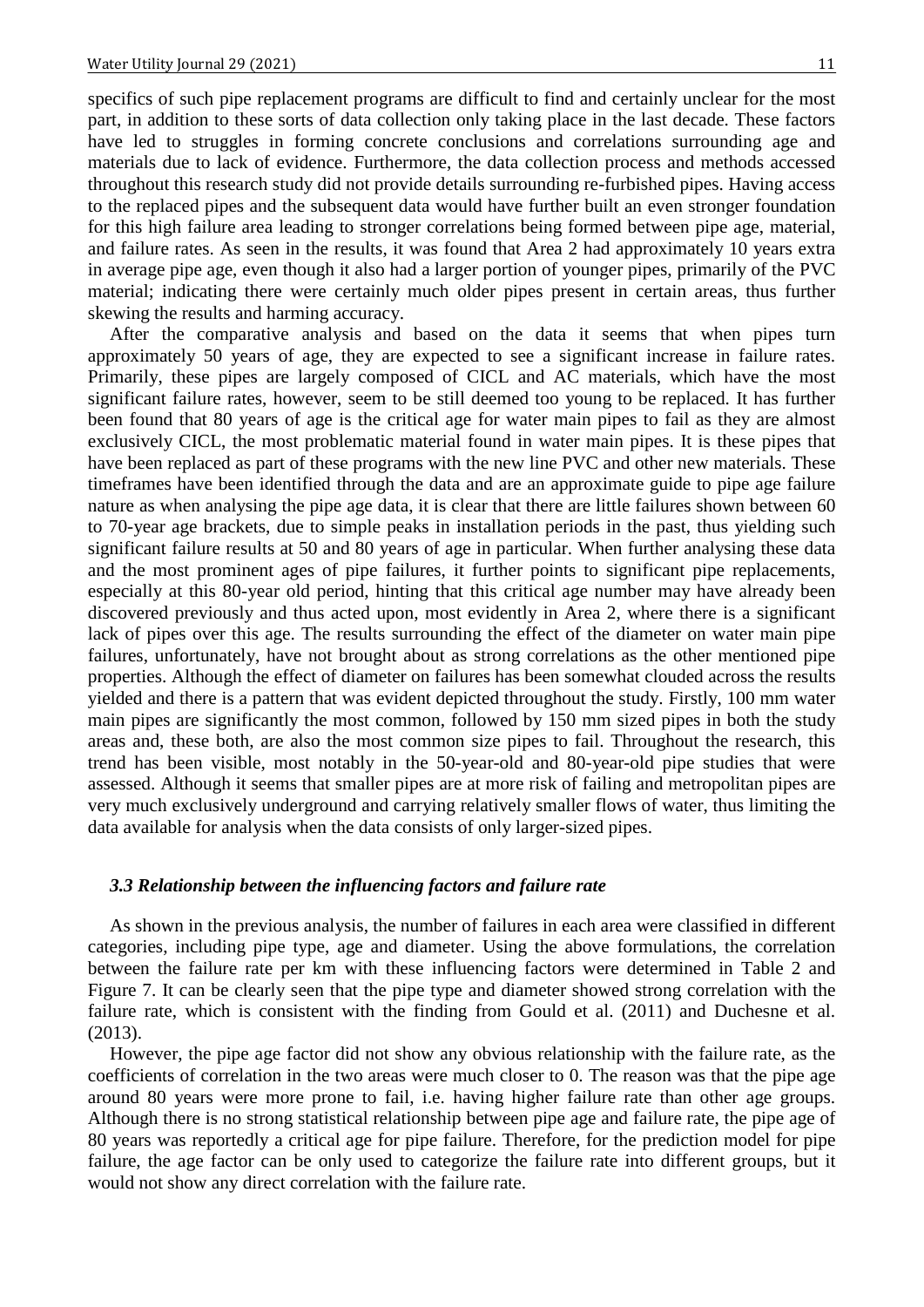specifics of such pipe replacement programs are difficult to find and certainly unclear for the most part, in addition to these sorts of data collection only taking place in the last decade. These factors have led to struggles in forming concrete conclusions and correlations surrounding age and materials due to lack of evidence. Furthermore, the data collection process and methods accessed throughout this research study did not provide details surrounding re-furbished pipes. Having access to the replaced pipes and the subsequent data would have further built an even stronger foundation for this high failure area leading to stronger correlations being formed between pipe age, material, and failure rates. As seen in the results, it was found that Area 2 had approximately 10 years extra in average pipe age, even though it also had a larger portion of younger pipes, primarily of the PVC material; indicating there were certainly much older pipes present in certain areas, thus further skewing the results and harming accuracy.

After the comparative analysis and based on the data it seems that when pipes turn approximately 50 years of age, they are expected to see a significant increase in failure rates. Primarily, these pipes are largely composed of CICL and AC materials, which have the most significant failure rates, however, seem to be still deemed too young to be replaced. It has further been found that 80 years of age is the critical age for water main pipes to fail as they are almost exclusively CICL, the most problematic material found in water main pipes. It is these pipes that have been replaced as part of these programs with the new line PVC and other new materials. These timeframes have been identified through the data and are an approximate guide to pipe age failure nature as when analysing the pipe age data, it is clear that there are little failures shown between 60 to 70-year age brackets, due to simple peaks in installation periods in the past, thus yielding such significant failure results at 50 and 80 years of age in particular. When further analysing these data and the most prominent ages of pipe failures, it further points to significant pipe replacements, especially at this 80-year old period, hinting that this critical age number may have already been discovered previously and thus acted upon, most evidently in Area 2, where there is a significant lack of pipes over this age. The results surrounding the effect of the diameter on water main pipe failures, unfortunately, have not brought about as strong correlations as the other mentioned pipe properties. Although the effect of diameter on failures has been somewhat clouded across the results yielded and there is a pattern that was evident depicted throughout the study. Firstly, 100 mm water main pipes are significantly the most common, followed by 150 mm sized pipes in both the study areas and, these both, are also the most common size pipes to fail. Throughout the research, this trend has been visible, most notably in the 50-year-old and 80-year-old pipe studies that were assessed. Although it seems that smaller pipes are at more risk of failing and metropolitan pipes are very much exclusively underground and carrying relatively smaller flows of water, thus limiting the data available for analysis when the data consists of only larger-sized pipes.

### *3.3 Relationship between the influencing factors and failure rate*

As shown in the previous analysis, the number of failures in each area were classified in different categories, including pipe type, age and diameter. Using the above formulations, the correlation between the failure rate per km with these influencing factors were determined in Table 2 and Figure 7. It can be clearly seen that the pipe type and diameter showed strong correlation with the failure rate, which is consistent with the finding from Gould et al. (2011) and Duchesne et al. (2013).

However, the pipe age factor did not show any obvious relationship with the failure rate, as the coefficients of correlation in the two areas were much closer to 0. The reason was that the pipe age around 80 years were more prone to fail, i.e. having higher failure rate than other age groups. Although there is no strong statistical relationship between pipe age and failure rate, the pipe age of 80 years was reportedly a critical age for pipe failure. Therefore, for the prediction model for pipe failure, the age factor can be only used to categorize the failure rate into different groups, but it would not show any direct correlation with the failure rate.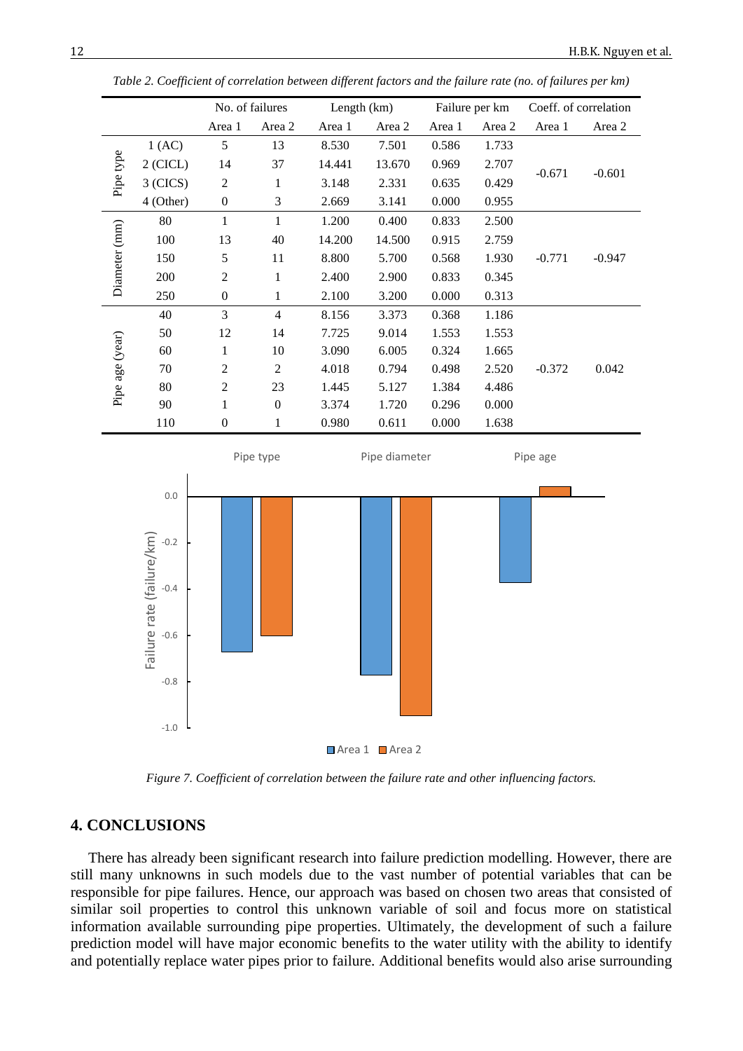*Table 2. Coefficient of correlation between different factors and the failure rate (no. of failures per km)*

| | | No. of failures | | Length (km) | | Failure per km | | Coeff. of correlation | |
|---|---|---|---|---|---|---|---|---|---|
| | | Area 1 | Area 2 | Area 1 | Area 2 | Area 1 | Area 2 | Area 1 | Area 2 |
| Pipe type | 1 (AC) | 5 | 13 | 8.530 | 7.501 | 0.586 | 1.733 | -0.671 | -0.601 |
| | 2 (CICL) | 14 | 37 | 14.441 | 13.670 | 0.969 | 2.707 | | |
| | 3 (CICS) | 2 | 1 | 3.148 | 2.331 | 0.635 | 0.429 | | |
| | 4 (Other) | 0 | 3 | 2.669 | 3.141 | 0.000 | 0.955 | | |
| Diameter (mm) | 80 | 1 | 1 | 1.200 | 0.400 | 0.833 | 2.500 | -0.771 | -0.947 |
| | 100 | 13 | 40 | 14.200 | 14.500 | 0.915 | 2.759 | | |
| | 150 | 5 | 11 | 8.800 | 5.700 | 0.568 | 1.930 | | |
| | 200 | 2 | 1 | 2.400 | 2.900 | 0.833 | 0.345 | | |
| | 250 | 0 | 1 | 2.100 | 3.200 | 0.000 | 0.313 | | |
| Pipe age (year) | 40 | 3 | 4 | 8.156 | 3.373 | 0.368 | 1.186 | -0.372 | 0.042 |
| | 50 | 12 | 14 | 7.725 | 9.014 | 1.553 | 1.553 | | |
| | 60 | 1 | 10 | 3.090 | 6.005 | 0.324 | 1.665 | | |
| | 70 | 2 | 2 | 4.018 | 0.794 | 0.498 | 2.520 | | |
| | 80 | 2 | 23 | 1.445 | 5.127 | 1.384 | 4.486 | | |
| | 90 | 1 | 0 | 3.374 | 1.720 | 0.296 | 0.000 | | |
| | 110 | 0 | 1 | 0.980 | 0.611 | 0.000 | 1.638 | | |

*Figure 7. Coefficient of correlation between the failure rate and other influencing factors.*

## 4. CONCLUSIONS

There has already been significant research into failure prediction modelling. However, there are still many unknowns in such models due to the vast number of potential variables that can be responsible for pipe failures. Hence, our approach was based on chosen two areas that consisted of similar soil properties to control this unknown variable of soil and focus more on statistical information available surrounding pipe properties. Ultimately, the development of such a failure prediction model will have major economic benefits to the water utility with the ability to identify and potentially replace water pipes prior to failure. Additional benefits would also arise surrounding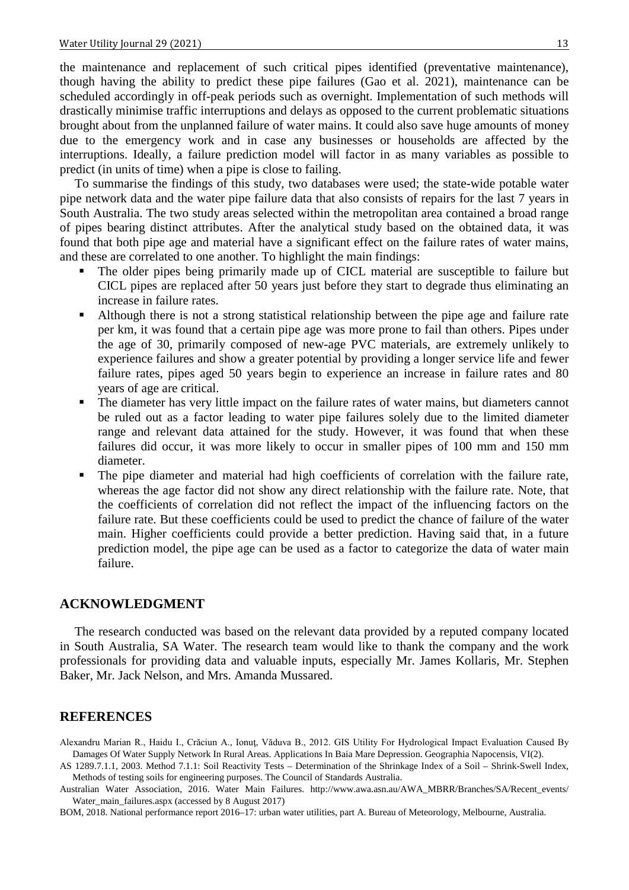the maintenance and replacement of such critical pipes identified (preventative maintenance), though having the ability to predict these pipe failures (Gao et al. 2021), maintenance can be scheduled accordingly in off-peak periods such as overnight. Implementation of such methods will drastically minimise traffic interruptions and delays as opposed to the current problematic situations brought about from the unplanned failure of water mains. It could also save huge amounts of money due to the emergency work and in case any businesses or households are affected by the interruptions. Ideally, a failure prediction model will factor in as many variables as possible to predict (in units of time) when a pipe is close to failing.

To summarise the findings of this study, two databases were used; the state-wide potable water pipe network data and the water pipe failure data that also consists of repairs for the last 7 years in South Australia. The two study areas selected within the metropolitan area contained a broad range of pipes bearing distinct attributes. After the analytical study based on the obtained data, it was found that both pipe age and material have a significant effect on the failure rates of water mains, and these are correlated to one another. To highlight the main findings:

- The older pipes being primarily made up of CICL material are susceptible to failure but CICL pipes are replaced after 50 years just before they start to degrade thus eliminating an increase in failure rates.
- Although there is not a strong statistical relationship between the pipe age and failure rate per km, it was found that a certain pipe age was more prone to fail than others. Pipes under the age of 30, primarily composed of new-age PVC materials, are extremely unlikely to experience failures and show a greater potential by providing a longer service life and fewer failure rates, pipes aged 50 years begin to experience an increase in failure rates and 80 years of age are critical.
- The diameter has very little impact on the failure rates of water mains, but diameters cannot be ruled out as a factor leading to water pipe failures solely due to the limited diameter range and relevant data attained for the study. However, it was found that when these failures did occur, it was more likely to occur in smaller pipes of 100 mm and 150 mm diameter.
- The pipe diameter and material had high coefficients of correlation with the failure rate, whereas the age factor did not show any direct relationship with the failure rate. Note, that the coefficients of correlation did not reflect the impact of the influencing factors on the failure rate. But these coefficients could be used to predict the chance of failure of the water main. Higher coefficients could provide a better prediction. Having said that, in a future prediction model, the pipe age can be used as a factor to categorize the data of water main failure.

## ACKNOWLEDGMENT

The research conducted was based on the relevant data provided by a reputed company located in South Australia, SA Water. The research team would like to thank the company and the work professionals for providing data and valuable inputs, especially Mr. James Kollaris, Mr. Stephen Baker, Mr. Jack Nelson, and Mrs. Amanda Mussared.

## REFERENCES

Alexandru Marian R., Haidu I., Crăciun A., Ionuț, Văduva B., 2012. GIS Utility For Hydrological Impact Evaluation Caused By Damages Of Water Supply Network In Rural Areas. Applications In Baia Mare Depression. Geographia Napocensis, VI(2).

AS 1289.7.1.1, 2003. Method 7.1.1: Soil Reactivity Tests – Determination of the Shrinkage Index of a Soil – Shrink-Swell Index, Methods of testing soils for engineering purposes. The Council of Standards Australia.

Australian Water Association, 2016. Water Main Failures. http://www.awa.asn.au/AWA_MBRR/Branches/SA/Recent_events/Water_main_failures.aspx (accessed by 8 August 2017)

BOM, 2018. National performance report 2016–17: urban water utilities, part A. Bureau of Meteorology, Melbourne, Australia.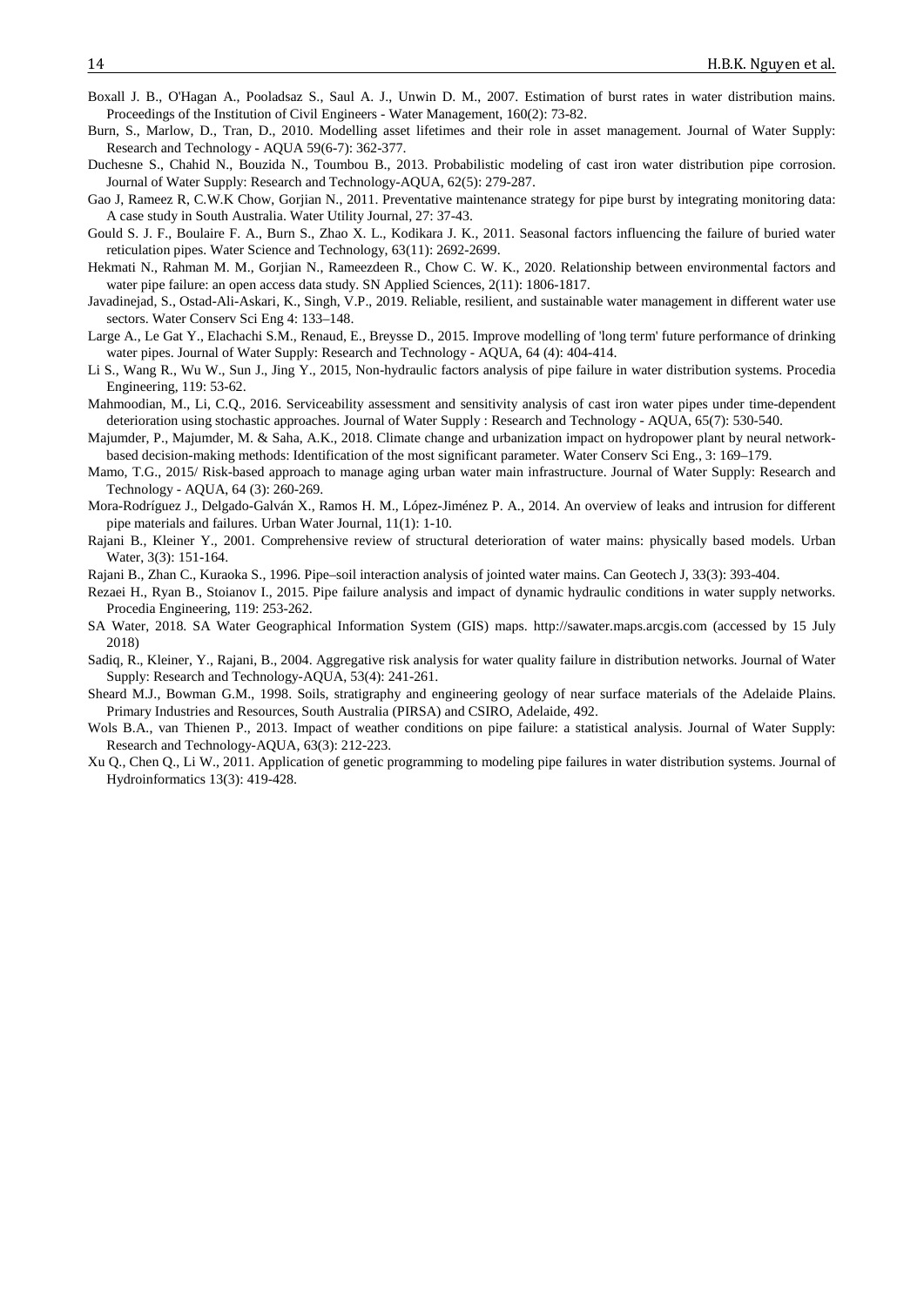Boxall J. B., O'Hagan A., Pooladsaz S., Saul A. J., Unwin D. M., 2007. Estimation of burst rates in water distribution mains. Proceedings of the Institution of Civil Engineers - Water Management, 160(2): 73-82.

Burn, S., Marlow, D., Tran, D., 2010. Modelling asset lifetimes and their role in asset management. Journal of Water Supply: Research and Technology - AQUA 59(6-7): 362-377.

Duchesne S., Chahid N., Bouzida N., Toumbou B., 2013. Probabilistic modeling of cast iron water distribution pipe corrosion. Journal of Water Supply: Research and Technology-AQUA, 62(5): 279-287.

Gao J, Rameez R, C.W.K Chow, Gorjian N., 2011. Preventative maintenance strategy for pipe burst by integrating monitoring data: A case study in South Australia. Water Utility Journal, 27: 37-43.

Gould S. J. F., Boulaire F. A., Burn S., Zhao X. L., Kodikara J. K., 2011. Seasonal factors influencing the failure of buried water reticulation pipes. Water Science and Technology, 63(11): 2692-2699.

Hekmati N., Rahman M. M., Gorjian N., Rameezdeen R., Chow C. W. K., 2020. Relationship between environmental factors and water pipe failure: an open access data study. SN Applied Sciences, 2(11): 1806-1817.

Javadinejad, S., Ostad-Ali-Askari, K., Singh, V.P., 2019. Reliable, resilient, and sustainable water management in different water use sectors. Water Conserv Sci Eng 4: 133–148.

Large A., Le Gat Y., Elachachi S.M., Renaud, E., Breysse D., 2015. Improve modelling of 'long term' future performance of drinking water pipes. Journal of Water Supply: Research and Technology - AQUA, 64 (4): 404-414.

Li S., Wang R., Wu W., Sun J., Jing Y., 2015, Non-hydraulic factors analysis of pipe failure in water distribution systems. Procedia Engineering, 119: 53-62.

Mahmoodian, M., Li, C.Q., 2016. Serviceability assessment and sensitivity analysis of cast iron water pipes under time-dependent deterioration using stochastic approaches. Journal of Water Supply : Research and Technology - AQUA, 65(7): 530-540.

Majumder, P., Majumder, M. & Saha, A.K., 2018. Climate change and urbanization impact on hydropower plant by neural network-based decision-making methods: Identification of the most significant parameter. Water Conserv Sci Eng., 3: 169–179.

Mamo, T.G., 2015/ Risk-based approach to manage aging urban water main infrastructure. Journal of Water Supply: Research and Technology - AQUA, 64 (3): 260-269.

Mora-Rodríguez J., Delgado-Galván X., Ramos H. M., López-Jiménez P. A., 2014. An overview of leaks and intrusion for different pipe materials and failures. Urban Water Journal, 11(1): 1-10.

Rajani B., Kleiner Y., 2001. Comprehensive review of structural deterioration of water mains: physically based models. Urban Water, 3(3): 151-164.

Rajani B., Zhan C., Kuraoka S., 1996. Pipe–soil interaction analysis of jointed water mains. Can Geotech J, 33(3): 393-404.

Rezaei H., Ryan B., Stoianov I., 2015. Pipe failure analysis and impact of dynamic hydraulic conditions in water supply networks. Procedia Engineering, 119: 253-262.

SA Water, 2018. SA Water Geographical Information System (GIS) maps. http://sawater.maps.arcgis.com (accessed by 15 July 2018)

Sadiq, R., Kleiner, Y., Rajani, B., 2004. Aggregative risk analysis for water quality failure in distribution networks. Journal of Water Supply: Research and Technology-AQUA, 53(4): 241-261.

Sheard M.J., Bowman G.M., 1998. Soils, stratigraphy and engineering geology of near surface materials of the Adelaide Plains. Primary Industries and Resources, South Australia (PIRSA) and CSIRO, Adelaide, 492.

Wols B.A., van Thienen P., 2013. Impact of weather conditions on pipe failure: a statistical analysis. Journal of Water Supply: Research and Technology-AQUA, 63(3): 212-223.

Xu Q., Chen Q., Li W., 2011. Application of genetic programming to modeling pipe failures in water distribution systems. Journal of Hydroinformatics 13(3): 419-428.